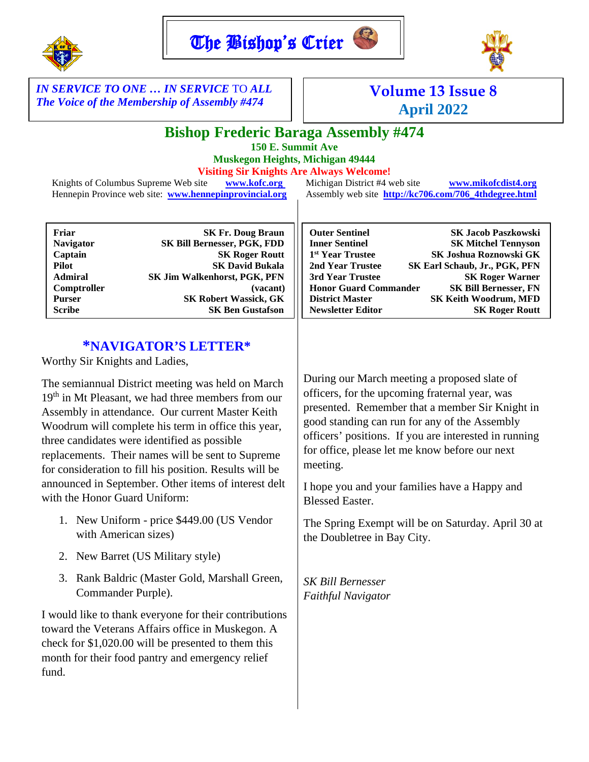# The Bishop's Crier

*IN SERVICE TO ONE … IN SERVICE* TO *ALL*
*The Voice of the Membership of Assembly #474*

**Volume 13 Issue 8**
**April 2022**

## Bishop Frederic Baraga Assembly #474

**150 E. Summit Ave**
**Muskegon Heights, Michigan 49444**
**Visiting Sir Knights Are Always Welcome!**

Knights of Columbus Supreme Web site **www.kofc.org**
Hennepin Province web site: **www.hennepinprovincial.org**
Michigan District #4 web site **www.mikofcdist4.org**
Assembly web site **http://kc706.com/706_4thdegree.html**

| Office | Name | Office | Name |
|---|---|---|---|
| **Friar** | **SK Fr. Doug Braun** | **Outer Sentinel** | **SK Jacob Paszkowski** |
| **Navigator** | **SK Bill Bernesser, PGK, FDD** | **Inner Sentinel** | **SK Mitchel Tennyson** |
| **Captain** | **SK Roger Routt** | **1st Year Trustee** | **SK Joshua Roznowski GK** |
| **Pilot** | **SK David Bukala** | **2nd Year Trustee** | **SK Earl Schaub, Jr., PGK, PFN** |
| **Admiral** | **SK Jim Walkenhorst, PGK, PFN** | **3rd Year Trustee** | **SK Roger Warner** |
| **Comptroller** | **(vacant)** | **Honor Guard Commander** | **SK Bill Bernesser, FN** |
| **Purser** | **SK Robert Wassick, GK** | **District Master** | **SK Keith Woodrum, MFD** |
| **Scribe** | **SK Ben Gustafson** | **Newsletter Editor** | **SK Roger Routt** |

## \*NAVIGATOR'S LETTER\*

Worthy Sir Knights and Ladies,

The semiannual District meeting was held on March 19th in Mt Pleasant, we had three members from our Assembly in attendance. Our current Master Keith Woodrum will complete his term in office this year, three candidates were identified as possible replacements. Their names will be sent to Supreme for consideration to fill his position. Results will be announced in September. Other items of interest delt with the Honor Guard Uniform:

1. New Uniform - price $449.00 (US Vendor with American sizes)
2. New Barret (US Military style)
3. Rank Baldric (Master Gold, Marshall Green, Commander Purple).

I would like to thank everyone for their contributions toward the Veterans Affairs office in Muskegon. A check for $1,020.00 will be presented to them this month for their food pantry and emergency relief fund.

During our March meeting a proposed slate of officers, for the upcoming fraternal year, was presented. Remember that a member Sir Knight in good standing can run for any of the Assembly officers' positions. If you are interested in running for office, please let me know before our next meeting.

I hope you and your families have a Happy and Blessed Easter.

The Spring Exempt will be on Saturday. April 30 at the Doubletree in Bay City.

*SK Bill Bernesser*
*Faithful Navigator*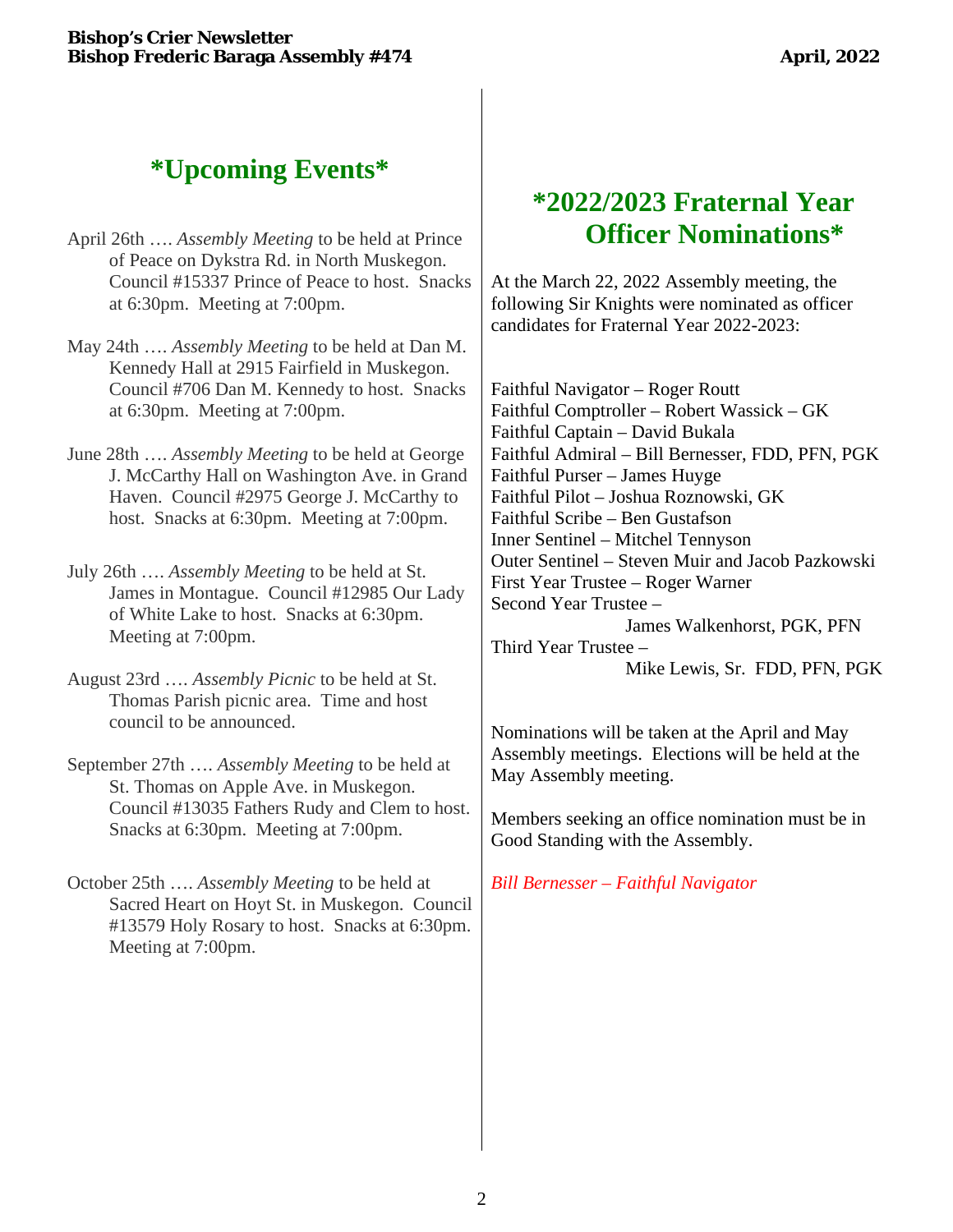## *Upcoming Events*

April 26th …. *Assembly Meeting* to be held at Prince of Peace on Dykstra Rd. in North Muskegon. Council #15337 Prince of Peace to host. Snacks at 6:30pm. Meeting at 7:00pm.

May 24th …. *Assembly Meeting* to be held at Dan M. Kennedy Hall at 2915 Fairfield in Muskegon. Council #706 Dan M. Kennedy to host. Snacks at 6:30pm. Meeting at 7:00pm.

June 28th …. *Assembly Meeting* to be held at George J. McCarthy Hall on Washington Ave. in Grand Haven. Council #2975 George J. McCarthy to host. Snacks at 6:30pm. Meeting at 7:00pm.

July 26th …. *Assembly Meeting* to be held at St. James in Montague. Council #12985 Our Lady of White Lake to host. Snacks at 6:30pm. Meeting at 7:00pm.

August 23rd …. *Assembly Picnic* to be held at St. Thomas Parish picnic area. Time and host council to be announced.

September 27th …. *Assembly Meeting* to be held at St. Thomas on Apple Ave. in Muskegon. Council #13035 Fathers Rudy and Clem to host. Snacks at 6:30pm. Meeting at 7:00pm.

October 25th …. *Assembly Meeting* to be held at Sacred Heart on Hoyt St. in Muskegon. Council #13579 Holy Rosary to host. Snacks at 6:30pm. Meeting at 7:00pm.

## *2022/2023 Fraternal Year Officer Nominations*

At the March 22, 2022 Assembly meeting, the following Sir Knights were nominated as officer candidates for Fraternal Year 2022-2023:

Faithful Navigator – Roger Routt
Faithful Comptroller – Robert Wassick – GK
Faithful Captain – David Bukala
Faithful Admiral – Bill Bernesser, FDD, PFN, PGK
Faithful Purser – James Huyge
Faithful Pilot – Joshua Roznowski, GK
Faithful Scribe – Ben Gustafson
Inner Sentinel – Mitchel Tennyson
Outer Sentinel – Steven Muir and Jacob Pazkowski
First Year Trustee – Roger Warner
Second Year Trustee – James Walkenhorst, PGK, PFN
Third Year Trustee – Mike Lewis, Sr. FDD, PFN, PGK

Nominations will be taken at the April and May Assembly meetings. Elections will be held at the May Assembly meeting.

Members seeking an office nomination must be in Good Standing with the Assembly.

*Bill Bernesser – Faithful Navigator*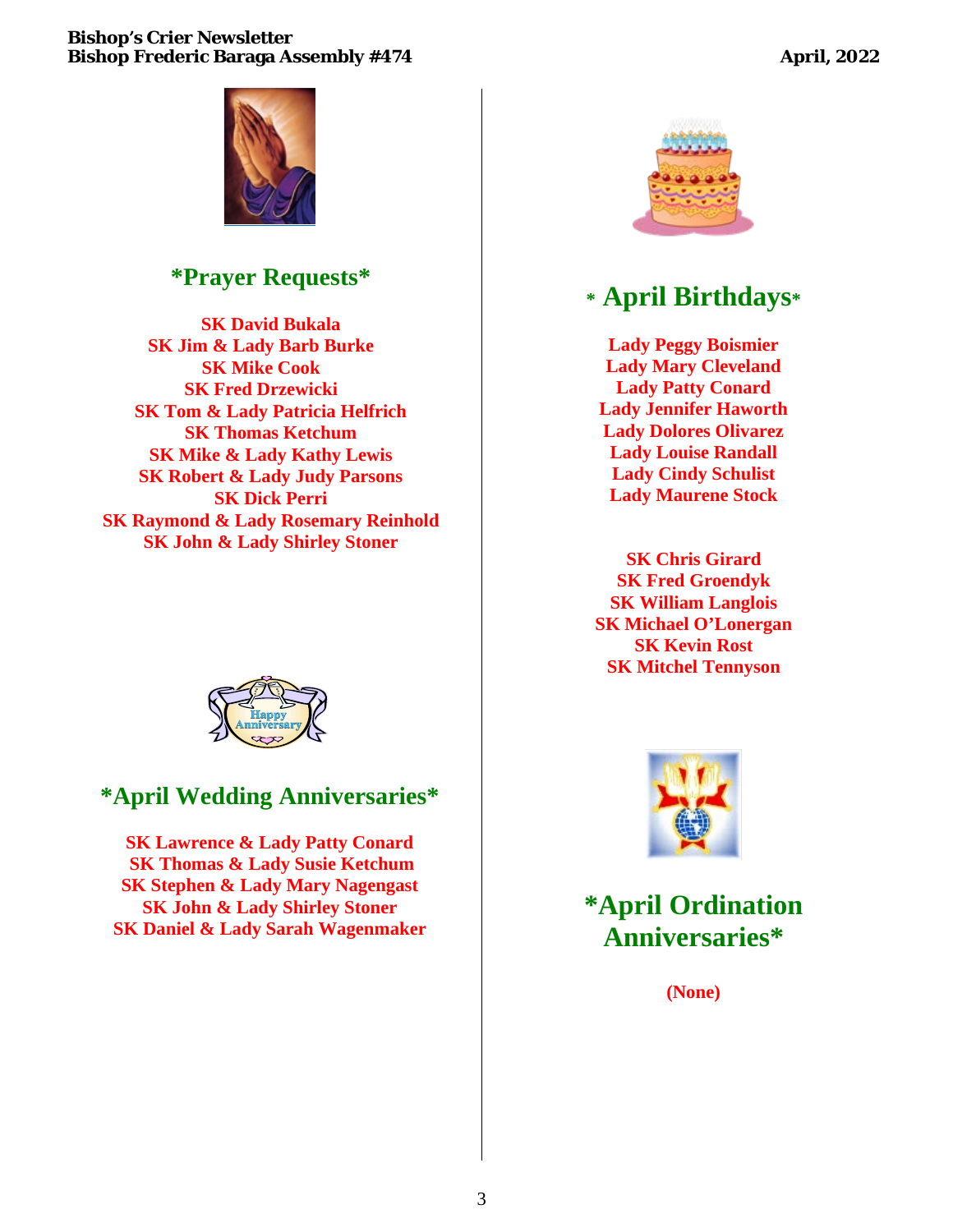## *Prayer Requests*

**SK David Bukala**
**SK Jim & Lady Barb Burke**
**SK Mike Cook**
**SK Fred Drzewicki**
**SK Tom & Lady Patricia Helfrich**
**SK Thomas Ketchum**
**SK Mike & Lady Kathy Lewis**
**SK Robert & Lady Judy Parsons**
**SK Dick Perri**
**SK Raymond & Lady Rosemary Reinhold**
**SK John & Lady Shirley Stoner**

## *April Wedding Anniversaries*

**SK Lawrence & Lady Patty Conard**
**SK Thomas & Lady Susie Ketchum**
**SK Stephen & Lady Mary Nagengast**
**SK John & Lady Shirley Stoner**
**SK Daniel & Lady Sarah Wagenmaker**

## * April Birthdays*

**Lady Peggy Boismier**
**Lady Mary Cleveland**
**Lady Patty Conard**
**Lady Jennifer Haworth**
**Lady Dolores Olivarez**
**Lady Louise Randall**
**Lady Cindy Schulist**
**Lady Maurene Stock**

**SK Chris Girard**
**SK Fred Groendyk**
**SK William Langlois**
**SK Michael O'Lonergan**
**SK Kevin Rost**
**SK Mitchel Tennyson**

## *April Ordination Anniversaries*

**(None)**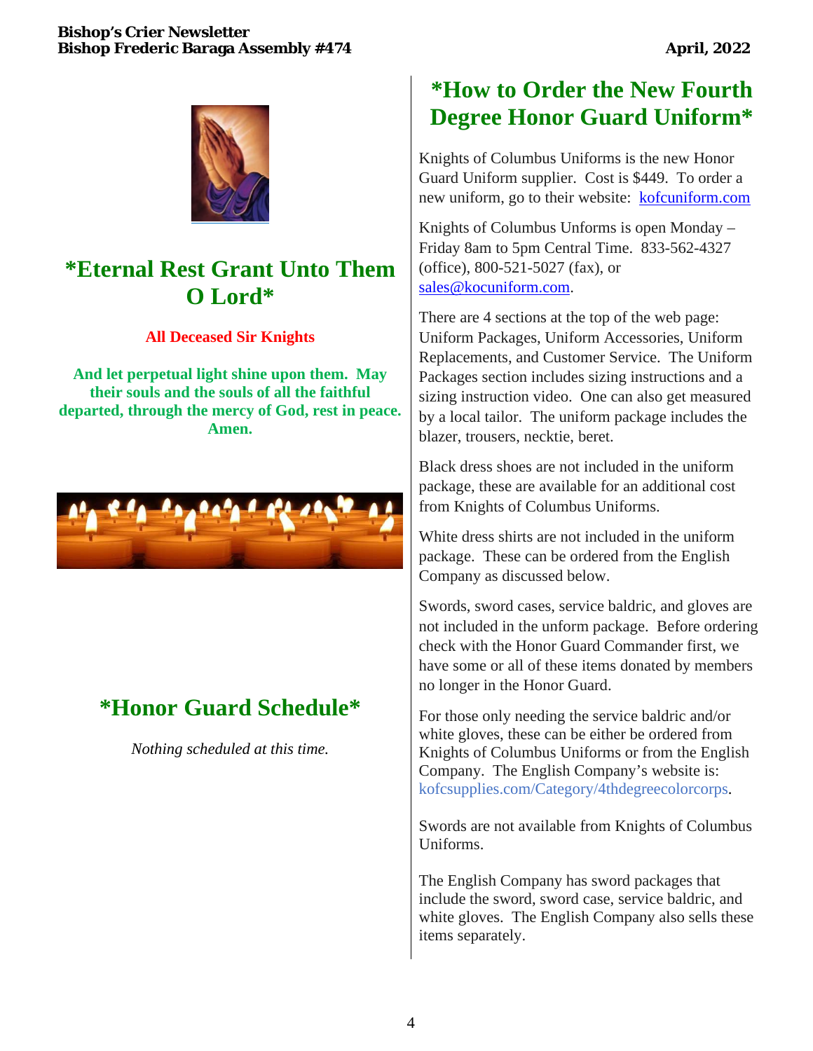## *Eternal Rest Grant Unto Them O Lord*

**All Deceased Sir Knights**

**And let perpetual light shine upon them. May their souls and the souls of all the faithful departed, through the mercy of God, rest in peace. Amen.**

## *Honor Guard Schedule*

*Nothing scheduled at this time.*

## *How to Order the New Fourth Degree Honor Guard Uniform*

Knights of Columbus Uniforms is the new Honor Guard Uniform supplier. Cost is $449. To order a new uniform, go to their website: kofcuniform.com

Knights of Columbus Unforms is open Monday – Friday 8am to 5pm Central Time. 833-562-4327 (office), 800-521-5027 (fax), or sales@kocuniform.com.

There are 4 sections at the top of the web page: Uniform Packages, Uniform Accessories, Uniform Replacements, and Customer Service. The Uniform Packages section includes sizing instructions and a sizing instruction video. One can also get measured by a local tailor. The uniform package includes the blazer, trousers, necktie, beret.

Black dress shoes are not included in the uniform package, these are available for an additional cost from Knights of Columbus Uniforms.

White dress shirts are not included in the uniform package. These can be ordered from the English Company as discussed below.

Swords, sword cases, service baldric, and gloves are not included in the unform package. Before ordering check with the Honor Guard Commander first, we have some or all of these items donated by members no longer in the Honor Guard.

For those only needing the service baldric and/or white gloves, these can be either be ordered from Knights of Columbus Uniforms or from the English Company. The English Company's website is: kofcsupplies.com/Category/4thdegreecolorcorps.

Swords are not available from Knights of Columbus Uniforms.

The English Company has sword packages that include the sword, sword case, service baldric, and white gloves. The English Company also sells these items separately.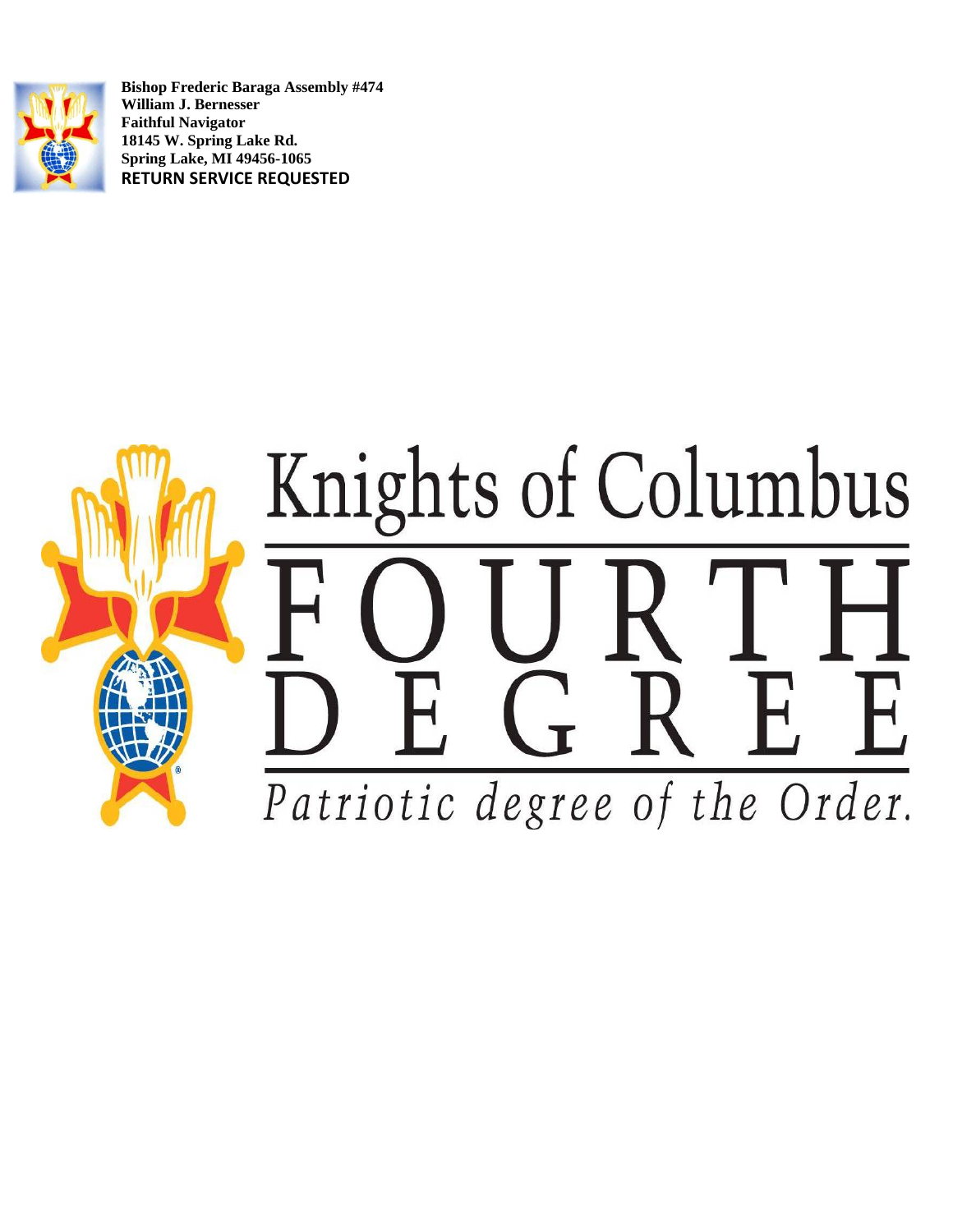**Bishop Frederic Baraga Assembly #474**
**William J. Bernesser**
**Faithful Navigator**
**18145 W. Spring Lake Rd.**
**Spring Lake, MI 49456-1065**
**RETURN SERVICE REQUESTED**

# Knights of Columbus

# FOURTH DEGREE

*Patriotic degree of the Order.*